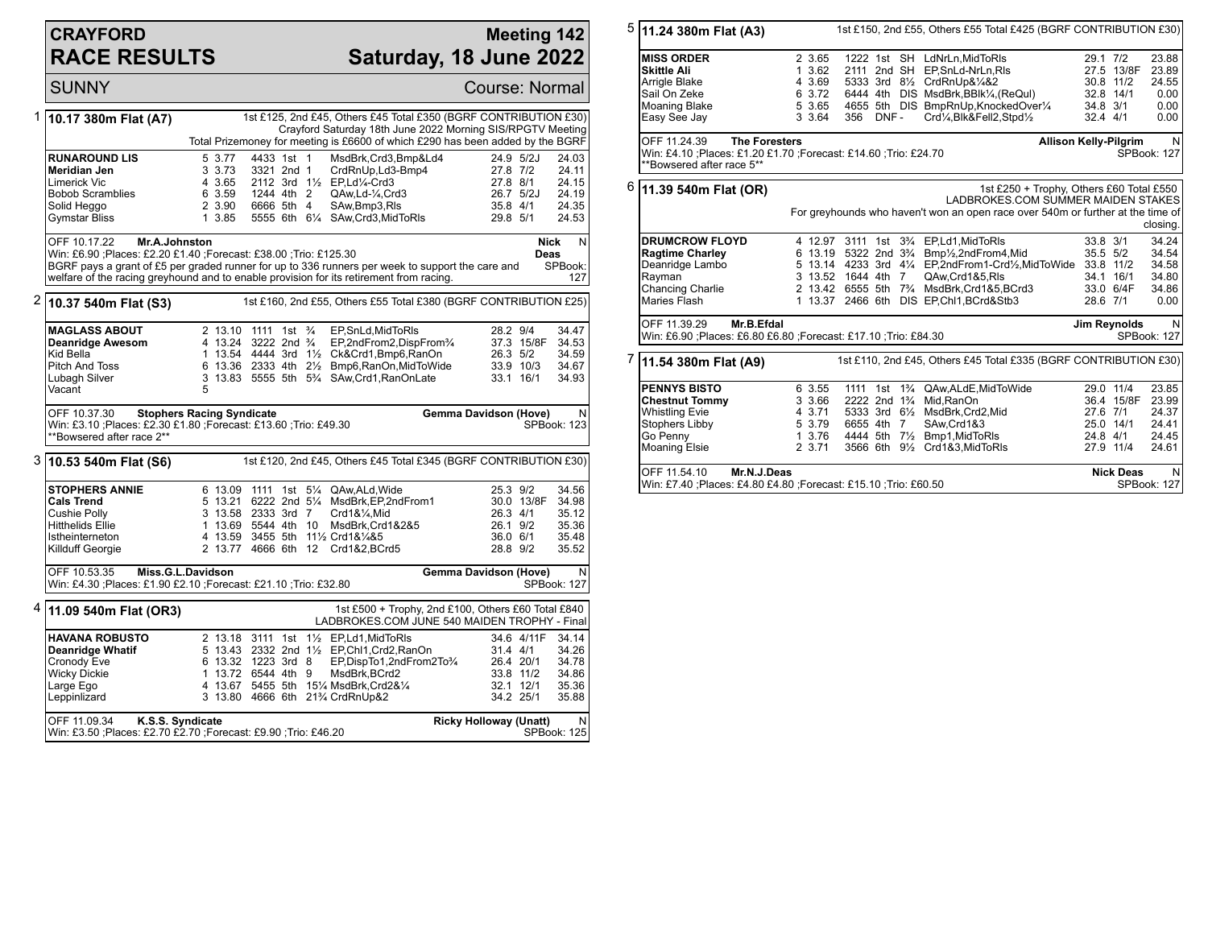# CRAYFORD RACE RESULTS

# Meeting 142 Saturday, 18 June 2022

SUNNY — Course: Normal

## 1 10.17 380m Flat (A7)

1st £125, 2nd £45, Others £45 Total £350 (BGRF CONTRIBUTION £30)
Crayford Saturday 18th June 2022 Morning SIS/RPGTV Meeting
Total Prizemoney for meeting is £6600 of which £290 has been added by the BGRF

| Greyhound | Trap | Split | Sectionals | Pos | Dist | Comment | Weight | SP | Time |
|---|---|---|---|---|---|---|---|---|---|
| **RUNAROUND LIS** | 5 | 3.77 | 4433 | 1st | 1 | MsdBrk,Crd3,Bmp&Ld4 | 24.9 | 5/2J | 24.03 |
| **Meridian Jen** | 3 | 3.73 | 3321 | 2nd | 1 | CrdRnUp,Ld3-Bmp4 | 27.8 | 7/2 | 24.11 |
| Limerick Vic | 4 | 3.65 | 2112 | 3rd | 1½ | EP,Ld¼-Crd3 | 27.8 | 8/1 | 24.15 |
| Bobob Scramblies | 6 | 3.59 | 1244 | 4th | 2 | QAw,Ld-¼,Crd3 | 26.7 | 5/2J | 24.19 |
| Solid Heggo | 2 | 3.90 | 6666 | 5th | 4 | SAw,Bmp3,Rls | 35.8 | 4/1 | 24.35 |
| Gymstar Bliss | 1 | 3.85 | 5555 | 6th | 6¼ | SAw,Crd3,MidToRls | 29.8 | 5/1 | 24.53 |

OFF 10.17.22 **Mr.A.Johnston** — **Nick Deas** N
Win: £6.90 ;Places: £2.20 £1.40 ;Forecast: £38.00 ;Trio: £125.30
BGRF pays a grant of £5 per graded runner for up to 336 runners per week to support the care and welfare of the racing greyhound and to enable provision for its retirement from racing. SPBook: 127

## 2 10.37 540m Flat (S3)

1st £160, 2nd £55, Others £55 Total £380 (BGRF CONTRIBUTION £25)

| Greyhound | Trap | Split | Sectionals | Pos | Dist | Comment | Weight | SP | Time |
|---|---|---|---|---|---|---|---|---|---|
| **MAGLASS ABOUT** | 2 | 13.10 | 1111 | 1st | ¾ | EP,SnLd,MidToRls | 28.2 | 9/4 | 34.47 |
| **Deanridge Awesom** | 4 | 13.24 | 3222 | 2nd | ¾ | EP,2ndFrom2,DispFrom¾ | 37.3 | 15/8F | 34.53 |
| Kid Bella | 1 | 13.54 | 4444 | 3rd | 1½ | Ck&Crd1,Bmp6,RanOn | 26.3 | 5/2 | 34.59 |
| Pitch And Toss | 6 | 13.36 | 2333 | 4th | 2½ | Bmp6,RanOn,MidToWide | 33.9 | 10/3 | 34.67 |
| Lubagh Silver | 3 | 13.83 | 5555 | 5th | 5¾ | SAw,Crd1,RanOnLate | 33.1 | 16/1 | 34.93 |
| Vacant | 5 | | | | | | | | |

OFF 10.37.30 **Stophers Racing Syndicate** — **Gemma Davidson (Hove)** N
Win: £3.10 ;Places: £2.30 £1.80 ;Forecast: £13.60 ;Trio: £49.30 SPBook: 123
**Bowsered after race 2**

## 3 10.53 540m Flat (S6)

1st £120, 2nd £45, Others £45 Total £345 (BGRF CONTRIBUTION £30)

| Greyhound | Trap | Split | Sectionals | Pos | Dist | Comment | Weight | SP | Time |
|---|---|---|---|---|---|---|---|---|---|
| **STOPHERS ANNIE** | 6 | 13.09 | 1111 | 1st | 5¼ | QAw,ALd,Wide | 25.3 | 9/2 | 34.56 |
| **Cals Trend** | 5 | 13.21 | 6222 | 2nd | 5¼ | MsdBrk,EP,2ndFrom1 | 30.0 | 13/8F | 34.98 |
| Cushie Polly | 3 | 13.58 | 2333 | 3rd | 7 | Crd1&¼,Mid | 26.3 | 4/1 | 35.12 |
| Hitthelids Ellie | 1 | 13.69 | 5544 | 4th | 10 | MsdBrk,Crd1&2&5 | 26.1 | 9/2 | 35.36 |
| Istheinterneton | 4 | 13.59 | 3455 | 5th | 11½ | Crd1&¼&5 | 36.0 | 6/1 | 35.48 |
| Killduff Georgie | 2 | 13.77 | 4666 | 6th | 12 | Crd1&2,BCrd5 | 28.8 | 9/2 | 35.52 |

OFF 10.53.35 **Miss.G.L.Davidson** — **Gemma Davidson (Hove)** N
Win: £4.30 ;Places: £1.90 £2.10 ;Forecast: £21.10 ;Trio: £32.80 SPBook: 127

## 4 11.09 540m Flat (OR3)

1st £500 + Trophy, 2nd £100, Others £60 Total £840
LADBROKES.COM JUNE 540 MAIDEN TROPHY - Final

| Greyhound | Trap | Split | Sectionals | Pos | Dist | Comment | Weight | SP | Time |
|---|---|---|---|---|---|---|---|---|---|
| **HAVANA ROBUSTO** | 2 | 13.18 | 3111 | 1st | 1½ | EP,Ld1,MidToRls | 34.6 | 4/11F | 34.14 |
| **Deanridge Whatif** | 5 | 13.43 | 2332 | 2nd | 1½ | EP,Chl1,Crd2,RanOn | 31.4 | 4/1 | 34.26 |
| Cronody Eve | 6 | 13.32 | 1223 | 3rd | 8 | EP,DispTo1,2ndFrom2To¾ | 26.4 | 20/1 | 34.78 |
| Wicky Dickie | 1 | 13.72 | 6544 | 4th | 9 | MsdBrk,BCrd2 | 33.8 | 11/2 | 34.86 |
| Large Ego | 4 | 13.67 | 5455 | 5th | 15¼ | MsdBrk,Crd2&¼ | 32.1 | 12/1 | 35.36 |
| Leppinlizard | 3 | 13.80 | 4666 | 6th | 21¾ | CrdRnUp&2 | 34.2 | 25/1 | 35.88 |

OFF 11.09.34 **K.S.S. Syndicate** — **Ricky Holloway (Unatt)** N
Win: £3.50 ;Places: £2.70 £2.70 ;Forecast: £9.90 ;Trio: £46.20 SPBook: 125

## 5 11.24 380m Flat (A3)

1st £150, 2nd £55, Others £55 Total £425 (BGRF CONTRIBUTION £30)

| Greyhound | Trap | Split | Sectionals | Pos | Dist | Comment | Weight | SP | Time |
|---|---|---|---|---|---|---|---|---|---|
| **MISS ORDER** | 2 | 3.65 | 1222 | 1st | SH | LdNrLn,MidToRls | 29.1 | 7/2 | 23.88 |
| **Skittle Ali** | 1 | 3.62 | 2111 | 2nd | SH | EP,SnLd-NrLn,Rls | 27.5 | 13/8F | 23.89 |
| Arrigle Blake | 4 | 3.69 | 5333 | 3rd | 8½ | CrdRnUp&¼&2 | 30.8 | 11/2 | 24.55 |
| Sail On Zeke | 6 | 3.72 | 6444 | 4th | DIS | MsdBrk,BBlk¼,(ReQul) | 32.8 | 14/1 | 0.00 |
| Moaning Blake | 5 | 3.65 | 4655 | 5th | DIS | BmpRnUp,KnockedOver¼ | 34.8 | 3/1 | 0.00 |
| Easy See Jay | 3 | 3.64 | 356 | DNF | - | Crd¼,Blk&Fell2,Stpd½ | 32.4 | 4/1 | 0.00 |

OFF 11.24.39 **The Foresters** — **Allison Kelly-Pilgrim** N
Win: £4.10 ;Places: £1.20 £1.70 ;Forecast: £14.60 ;Trio: £24.70 SPBook: 127
**Bowsered after race 5**

## 6 11.39 540m Flat (OR)

1st £250 + Trophy, Others £60 Total £550
LADBROKES.COM SUMMER MAIDEN STAKES
For greyhounds who haven't won an open race over 540m or further at the time of closing.

| Greyhound | Trap | Split | Sectionals | Pos | Dist | Comment | Weight | SP | Time |
|---|---|---|---|---|---|---|---|---|---|
| **DRUMCROW FLOYD** | 4 | 12.97 | 3111 | 1st | 3¾ | EP,Ld1,MidToRls | 33.8 | 3/1 | 34.24 |
| **Ragtime Charley** | 6 | 13.19 | 5322 | 2nd | 3¾ | Bmp½,2ndFrom4,Mid | 35.5 | 5/2 | 34.54 |
| Deanridge Lambo | 5 | 13.14 | 4233 | 3rd | 4¼ | EP,2ndFrom1-Crd½,MidToWide | 33.8 | 11/2 | 34.58 |
| Rayman | 3 | 13.52 | 1644 | 4th | 7 | QAw,Crd1&5,Rls | 34.1 | 16/1 | 34.80 |
| Chancing Charlie | 2 | 13.42 | 6555 | 5th | 7¾ | MsdBrk,Crd1&5,BCrd3 | 33.0 | 6/4F | 34.86 |
| Maries Flash | 1 | 13.37 | 2466 | 6th | DIS | EP,Chl1,BCrd&Stb3 | 28.6 | 7/1 | 0.00 |

OFF 11.39.29 **Mr.B.Efdal** — **Jim Reynolds** N
Win: £6.90 ;Places: £6.80 £6.80 ;Forecast: £17.10 ;Trio: £84.30 SPBook: 127

## 7 11.54 380m Flat (A9)

1st £110, 2nd £45, Others £45 Total £335 (BGRF CONTRIBUTION £30)

| Greyhound | Trap | Split | Sectionals | Pos | Dist | Comment | Weight | SP | Time |
|---|---|---|---|---|---|---|---|---|---|
| **PENNYS BISTO** | 6 | 3.55 | 1111 | 1st | 1¾ | QAw,ALdE,MidToWide | 29.0 | 11/4 | 23.85 |
| **Chestnut Tommy** | 3 | 3.66 | 2222 | 2nd | 1¾ | Mid,RanOn | 36.4 | 15/8F | 23.99 |
| Whistling Evie | 4 | 3.71 | 5333 | 3rd | 6½ | MsdBrk,Crd2,Mid | 27.6 | 7/1 | 24.37 |
| Stophers Libby | 5 | 3.79 | 6655 | 4th | 7 | SAw,Crd1&3 | 25.0 | 14/1 | 24.41 |
| Go Penny | 1 | 3.76 | 4444 | 5th | 7½ | Bmp1,MidToRls | 24.8 | 4/1 | 24.45 |
| Moaning Elsie | 2 | 3.71 | 3566 | 6th | 9½ | Crd1&3,MidToRls | 27.9 | 11/4 | 24.61 |

OFF 11.54.10 **Mr.N.J.Deas** — **Nick Deas** N
Win: £7.40 ;Places: £4.80 £4.80 ;Forecast: £15.10 ;Trio: £60.50 SPBook: 127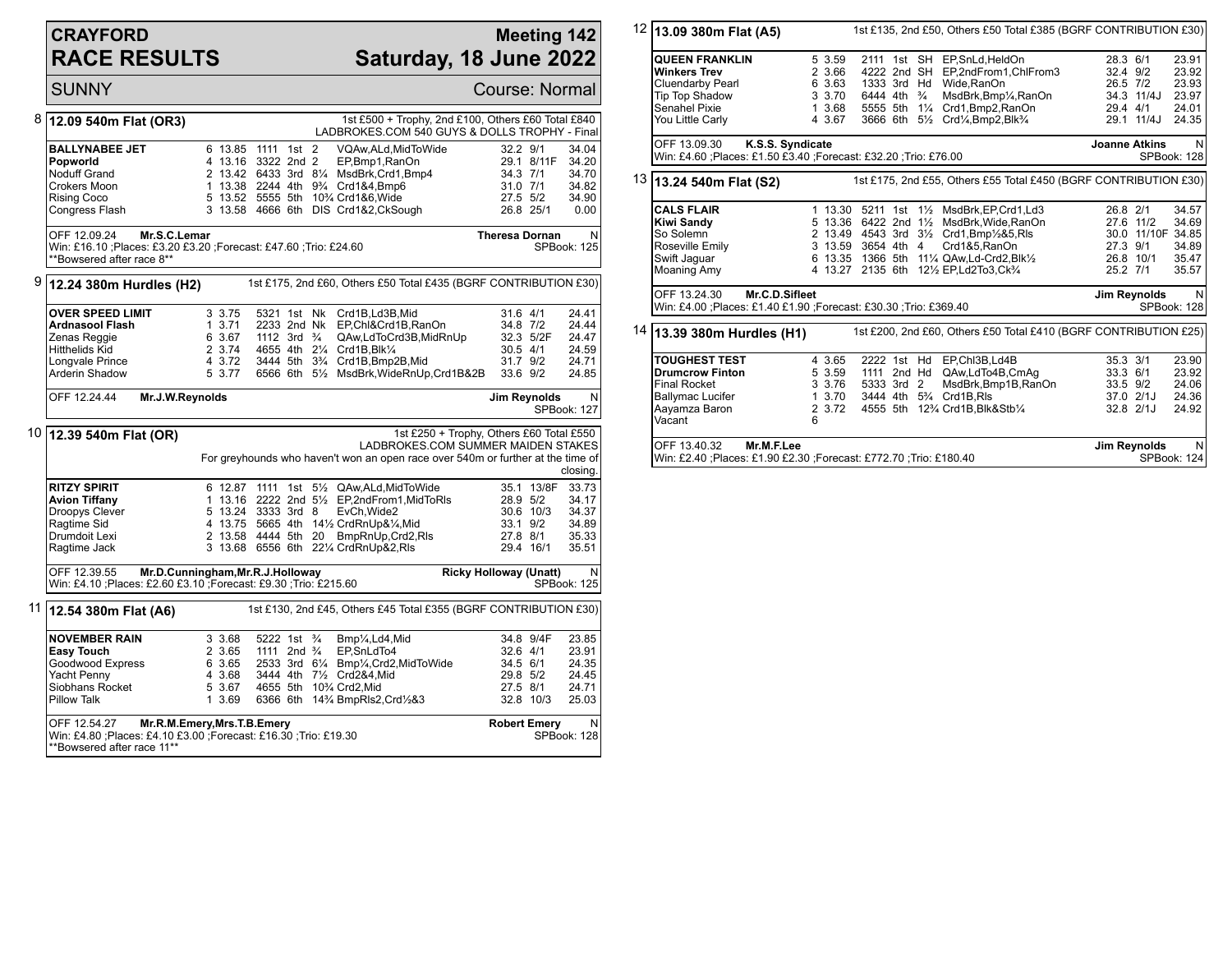# CRAYFORD RACE RESULTS

# Meeting 142 Saturday, 18 June 2022

SUNNY Course: Normal

## 8 12.09 540m Flat (OR3)

1st £500 + Trophy, 2nd £100, Others £60 Total £840
LADBROKES.COM 540 GUYS & DOLLS TROPHY - Final

| | | | | | | | | | | |
|---|---|---|---|---|---|---|---|---|---|---|
| **BALLYNABEE JET** | 6 | 13.85 | 1111 | 1st | 2 | VQAw,ALd,MidToWide | 32.2 | 9/1 | 34.04 |
| **Popworld** | 4 | 13.16 | 3322 | 2nd | 2 | EP,Bmp1,RanOn | 29.1 | 8/11F | 34.20 |
| Noduff Grand | 2 | 13.42 | 6433 | 3rd | 8¼ | MsdBrk,Crd1,Bmp4 | 34.3 | 7/1 | 34.70 |
| Crokers Moon | 1 | 13.38 | 2244 | 4th | 9¾ | Crd1&4,Bmp6 | 31.0 | 7/1 | 34.82 |
| Rising Coco | 5 | 13.52 | 5555 | 5th | 10¾ | Crd1&6,Wide | 27.5 | 5/2 | 34.90 |
| Congress Flash | 3 | 13.58 | 4666 | 6th | DIS | Crd1&2,CkSough | 26.8 | 25/1 | 0.00 |

OFF 12.09.24 **Mr.S.C.Lemar** **Theresa Dornan** N
Win: £16.10 ;Places: £3.20 £3.20 ;Forecast: £47.60 ;Trio: £24.60 SPBook: 125
**Bowsered after race 8**

## 9 12.24 380m Hurdles (H2)

1st £175, 2nd £60, Others £50 Total £435 (BGRF CONTRIBUTION £30)

| | | | | | | | | | |
|---|---|---|---|---|---|---|---|---|---|
| **OVER SPEED LIMIT** | 3 | 3.75 | 5321 | 1st | Nk | Crd1B,Ld3B,Mid | 31.6 | 4/1 | 24.41 |
| **Ardnasool Flash** | 1 | 3.71 | 2233 | 2nd | Nk | EP,Chl&Crd1B,RanOn | 34.8 | 7/2 | 24.44 |
| Zenas Reggie | 6 | 3.67 | 1112 | 3rd | ¾ | QAw,LdToCrd3B,MidRnUp | 32.3 | 5/2F | 24.47 |
| Hitthelids Kid | 2 | 3.74 | 4655 | 4th | 2¼ | Crd1B,Blk¼ | 30.5 | 4/1 | 24.59 |
| Longvale Prince | 4 | 3.72 | 3444 | 5th | 3¾ | Crd1B,Bmp2B,Mid | 31.7 | 9/2 | 24.71 |
| Arderin Shadow | 5 | 3.77 | 6566 | 6th | 5½ | MsdBrk,WideRnUp,Crd1B&2B | 33.6 | 9/2 | 24.85 |

OFF 12.24.44 **Mr.J.W.Reynolds** **Jim Reynolds** N
SPBook: 127

## 10 12.39 540m Flat (OR)

1st £250 + Trophy, Others £60 Total £550
LADBROKES.COM SUMMER MAIDEN STAKES
For greyhounds who haven't won an open race over 540m or further at the time of closing.

| | | | | | | | | | |
|---|---|---|---|---|---|---|---|---|---|
| **RITZY SPIRIT** | 6 | 12.87 | 1111 | 1st | 5½ | QAw,ALd,MidToWide | 35.1 | 13/8F | 33.73 |
| **Avion Tiffany** | 1 | 13.16 | 2222 | 2nd | 5½ | EP,2ndFrom1,MidToRls | 28.9 | 5/2 | 34.17 |
| Droopys Clever | 5 | 13.24 | 3333 | 3rd | 8 | EvCh,Wide2 | 30.6 | 10/3 | 34.37 |
| Ragtime Sid | 4 | 13.75 | 5665 | 4th | 14½ | CrdRnUp&¼,Mid | 33.1 | 9/2 | 34.89 |
| Drumdoit Lexi | 2 | 13.58 | 4444 | 5th | 20 | BmpRnUp,Crd2,Rls | 27.8 | 8/1 | 35.33 |
| Ragtime Jack | 3 | 13.68 | 6556 | 6th | 22¼ | CrdRnUp&2,Rls | 29.4 | 16/1 | 35.51 |

OFF 12.39.55 **Mr.D.Cunningham,Mr.R.J.Holloway** **Ricky Holloway (Unatt)** N
Win: £4.10 ;Places: £2.60 £3.10 ;Forecast: £9.30 ;Trio: £215.60 SPBook: 125

## 11 12.54 380m Flat (A6)

1st £130, 2nd £45, Others £45 Total £355 (BGRF CONTRIBUTION £30)

| | | | | | | | | | |
|---|---|---|---|---|---|---|---|---|---|
| **NOVEMBER RAIN** | 3 | 3.68 | 5222 | 1st | ¾ | Bmp¼,Ld4,Mid | 34.8 | 9/4F | 23.85 |
| **Easy Touch** | 2 | 3.65 | 1111 | 2nd | ¾ | EP,SnLdTo4 | 32.6 | 4/1 | 23.91 |
| Goodwood Express | 6 | 3.65 | 2533 | 3rd | 6¼ | Bmp¼,Crd2,MidToWide | 34.5 | 6/1 | 24.35 |
| Yacht Penny | 4 | 3.68 | 3444 | 4th | 7½ | Crd2&4,Mid | 29.8 | 5/2 | 24.45 |
| Siobhans Rocket | 5 | 3.67 | 4655 | 5th | 10¾ | Crd2,Mid | 27.5 | 8/1 | 24.71 |
| Pillow Talk | 1 | 3.69 | 6366 | 6th | 14¾ | BmpRls2,Crd½&3 | 32.8 | 10/3 | 25.03 |

OFF 12.54.27 **Mr.R.M.Emery,Mrs.T.B.Emery** **Robert Emery** N
Win: £4.80 ;Places: £4.10 £3.00 ;Forecast: £16.30 ;Trio: £19.30 SPBook: 128
**Bowsered after race 11**

## 12 13.09 380m Flat (A5)

1st £135, 2nd £50, Others £50 Total £385 (BGRF CONTRIBUTION £30)

| | | | | | | | | | |
|---|---|---|---|---|---|---|---|---|---|
| **QUEEN FRANKLIN** | 5 | 3.59 | 2111 | 1st | SH | EP,SnLd,HeldOn | 28.3 | 6/1 | 23.91 |
| **Winkers Trev** | 2 | 3.66 | 4222 | 2nd | SH | EP,2ndFrom1,ChlFrom3 | 32.4 | 9/2 | 23.92 |
| Cluendarby Pearl | 6 | 3.63 | 1333 | 3rd | Hd | Wide,RanOn | 26.5 | 7/2 | 23.93 |
| Tip Top Shadow | 3 | 3.70 | 6444 | 4th | ¾ | MsdBrk,Bmp¼,RanOn | 34.3 | 11/4J | 23.97 |
| Senahel Pixie | 1 | 3.68 | 5555 | 5th | 1¼ | Crd1,Bmp2,RanOn | 29.4 | 4/1 | 24.01 |
| You Little Carly | 4 | 3.67 | 3666 | 6th | 5½ | Crd¼,Bmp2,Blk¾ | 29.1 | 11/4J | 24.35 |

OFF 13.09.30 **K.S.S. Syndicate** **Joanne Atkins** N
Win: £4.60 ;Places: £1.50 £3.40 ;Forecast: £32.20 ;Trio: £76.00 SPBook: 128

## 13 13.24 540m Flat (S2)

1st £175, 2nd £55, Others £55 Total £450 (BGRF CONTRIBUTION £30)

| | | | | | | | | | |
|---|---|---|---|---|---|---|---|---|---|
| **CALS FLAIR** | 1 | 13.30 | 5211 | 1st | 1½ | MsdBrk,EP,Crd1,Ld3 | 26.8 | 2/1 | 34.57 |
| **Kiwi Sandy** | 5 | 13.36 | 6422 | 2nd | 1½ | MsdBrk,Wide,RanOn | 27.6 | 11/2 | 34.69 |
| So Solemn | 2 | 13.49 | 4543 | 3rd | 3½ | Crd1,Bmp½&5,Rls | 30.0 | 11/10F | 34.85 |
| Roseville Emily | 3 | 13.59 | 3654 | 4th | 4 | Crd1&5,RanOn | 27.3 | 9/1 | 34.89 |
| Swift Jaguar | 6 | 13.35 | 1366 | 5th | 11¼ | QAw,Ld-Crd2,Blk½ | 26.8 | 10/1 | 35.47 |
| Moaning Amy | 4 | 13.27 | 2135 | 6th | 12½ | EP,Ld2To3,Ck¾ | 25.2 | 7/1 | 35.57 |

OFF 13.24.30 **Mr.C.D.Sifleet** **Jim Reynolds** N
Win: £4.00 ;Places: £1.40 £1.90 ;Forecast: £30.30 ;Trio: £369.40 SPBook: 128

## 14 13.39 380m Hurdles (H1)

1st £200, 2nd £60, Others £50 Total £410 (BGRF CONTRIBUTION £25)

| | | | | | | | | | |
|---|---|---|---|---|---|---|---|---|---|
| **TOUGHEST TEST** | 4 | 3.65 | 2222 | 1st | Hd | EP,Chl3B,Ld4B | 35.3 | 3/1 | 23.90 |
| **Drumcrow Finton** | 5 | 3.59 | 1111 | 2nd | Hd | QAw,LdTo4B,CmAg | 33.3 | 6/1 | 23.92 |
| Final Rocket | 3 | 3.76 | 5333 | 3rd | 2 | MsdBrk,Bmp1B,RanOn | 33.5 | 9/2 | 24.06 |
| Ballymac Lucifer | 1 | 3.70 | 3444 | 4th | 5¾ | Crd1B,Rls | 37.0 | 2/1J | 24.36 |
| Aayamza Baron | 2 | 3.72 | 4555 | 5th | 12¾ | Crd1B,Blk&Stb¼ | 32.8 | 2/1J | 24.92 |
| Vacant | 6 | | | | | | | | |

OFF 13.40.32 **Mr.M.F.Lee** **Jim Reynolds** N
Win: £2.40 ;Places: £1.90 £2.30 ;Forecast: £772.70 ;Trio: £180.40 SPBook: 124